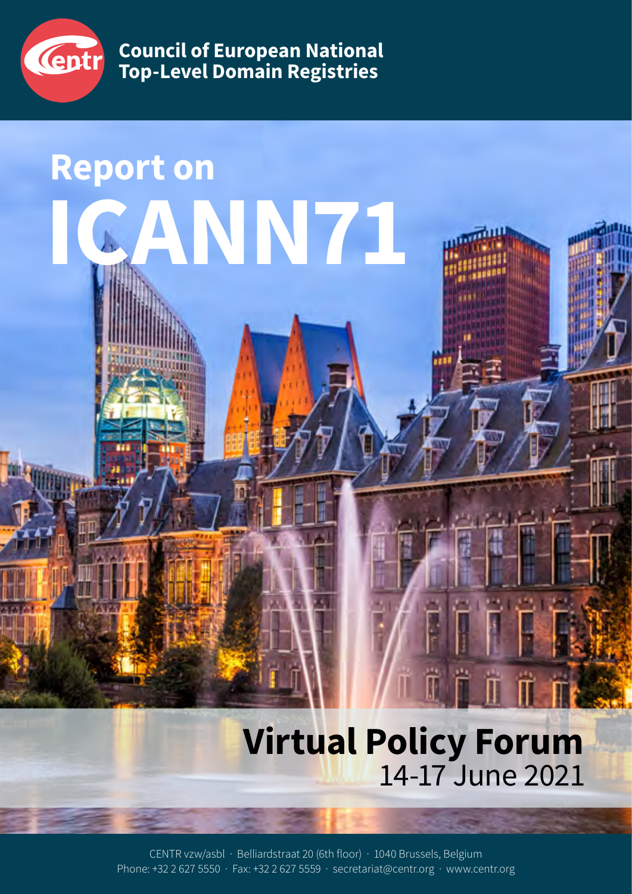Council of European National Top-Level Domain Registries

# Report on ICANN71

## Virtual Policy Forum

14-17 June 2021

CENTR vzw/asbl · Belliardstraat 20 (6th floor) · 1040 Brussels, Belgium
Phone: +32 2 627 5550 · Fax: +32 2 627 5559 · secretariat@centr.org · www.centr.org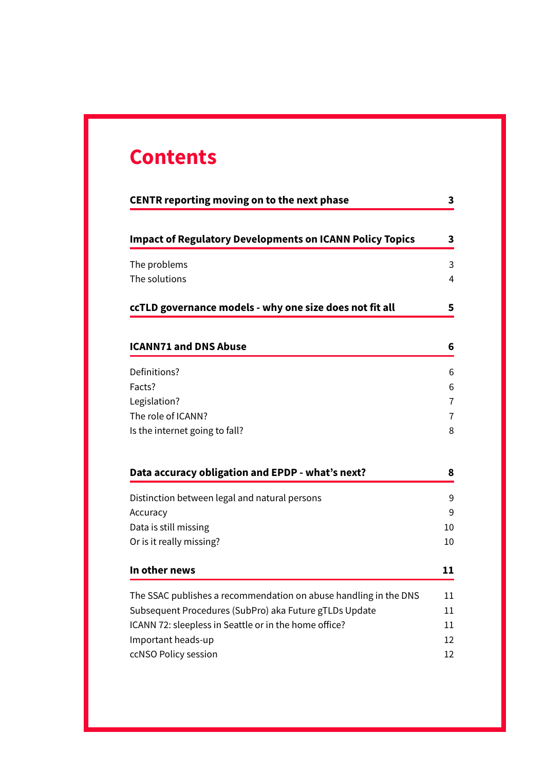# Contents

| | |
|---|---|
| **CENTR reporting moving on to the next phase** | **3** |
| **Impact of Regulatory Developments on ICANN Policy Topics** | **3** |
| The problems | 3 |
| The solutions | 4 |
| **ccTLD governance models - why one size does not fit all** | **5** |
| **ICANN71 and DNS Abuse** | **6** |
| Definitions? | 6 |
| Facts? | 6 |
| Legislation? | 7 |
| The role of ICANN? | 7 |
| Is the internet going to fall? | 8 |
| **Data accuracy obligation and EPDP - what's next?** | **8** |
| Distinction between legal and natural persons | 9 |
| Accuracy | 9 |
| Data is still missing | 10 |
| Or is it really missing? | 10 |
| **In other news** | **11** |
| The SSAC publishes a recommendation on abuse handling in the DNS | 11 |
| Subsequent Procedures (SubPro) aka Future gTLDs Update | 11 |
| ICANN 72: sleepless in Seattle or in the home office? | 11 |
| Important heads-up | 12 |
| ccNSO Policy session | 12 |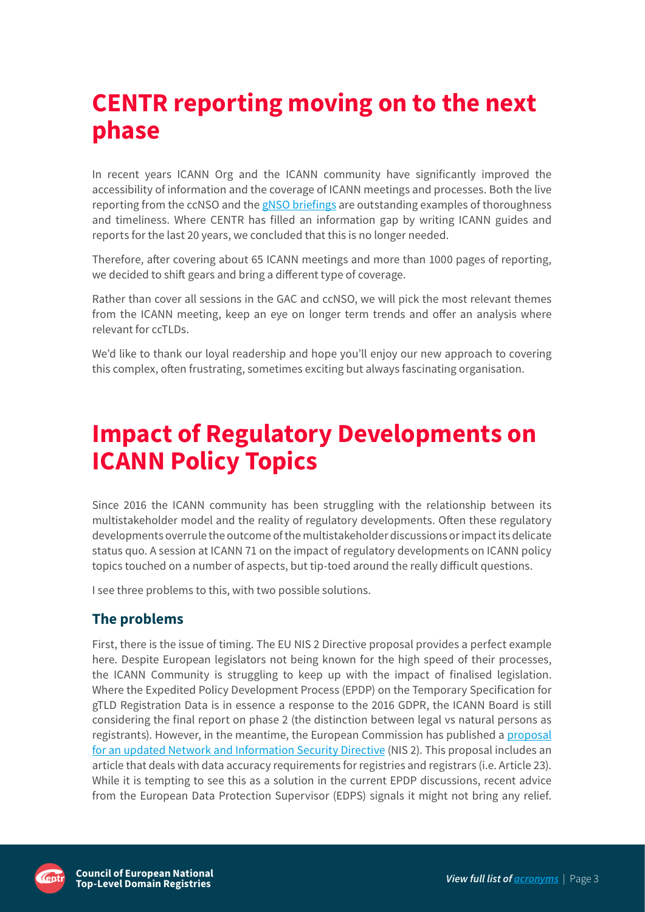# CENTR reporting moving on to the next phase

In recent years ICANN Org and the ICANN community have significantly improved the accessibility of information and the coverage of ICANN meetings and processes. Both the live reporting from the ccNSO and the gNSO briefings are outstanding examples of thoroughness and timeliness. Where CENTR has filled an information gap by writing ICANN guides and reports for the last 20 years, we concluded that this is no longer needed.

Therefore, after covering about 65 ICANN meetings and more than 1000 pages of reporting, we decided to shift gears and bring a different type of coverage.

Rather than cover all sessions in the GAC and ccNSO, we will pick the most relevant themes from the ICANN meeting, keep an eye on longer term trends and offer an analysis where relevant for ccTLDs.

We'd like to thank our loyal readership and hope you'll enjoy our new approach to covering this complex, often frustrating, sometimes exciting but always fascinating organisation.

# Impact of Regulatory Developments on ICANN Policy Topics

Since 2016 the ICANN community has been struggling with the relationship between its multistakeholder model and the reality of regulatory developments. Often these regulatory developments overrule the outcome of the multistakeholder discussions or impact its delicate status quo. A session at ICANN 71 on the impact of regulatory developments on ICANN policy topics touched on a number of aspects, but tip-toed around the really difficult questions.

I see three problems to this, with two possible solutions.

## The problems

First, there is the issue of timing. The EU NIS 2 Directive proposal provides a perfect example here. Despite European legislators not being known for the high speed of their processes, the ICANN Community is struggling to keep up with the impact of finalised legislation. Where the Expedited Policy Development Process (EPDP) on the Temporary Specification for gTLD Registration Data is in essence a response to the 2016 GDPR, the ICANN Board is still considering the final report on phase 2 (the distinction between legal vs natural persons as registrants). However, in the meantime, the European Commission has published a proposal for an updated Network and Information Security Directive (NIS 2). This proposal includes an article that deals with data accuracy requirements for registries and registrars (i.e. Article 23). While it is tempting to see this as a solution in the current EPDP discussions, recent advice from the European Data Protection Supervisor (EDPS) signals it might not bring any relief.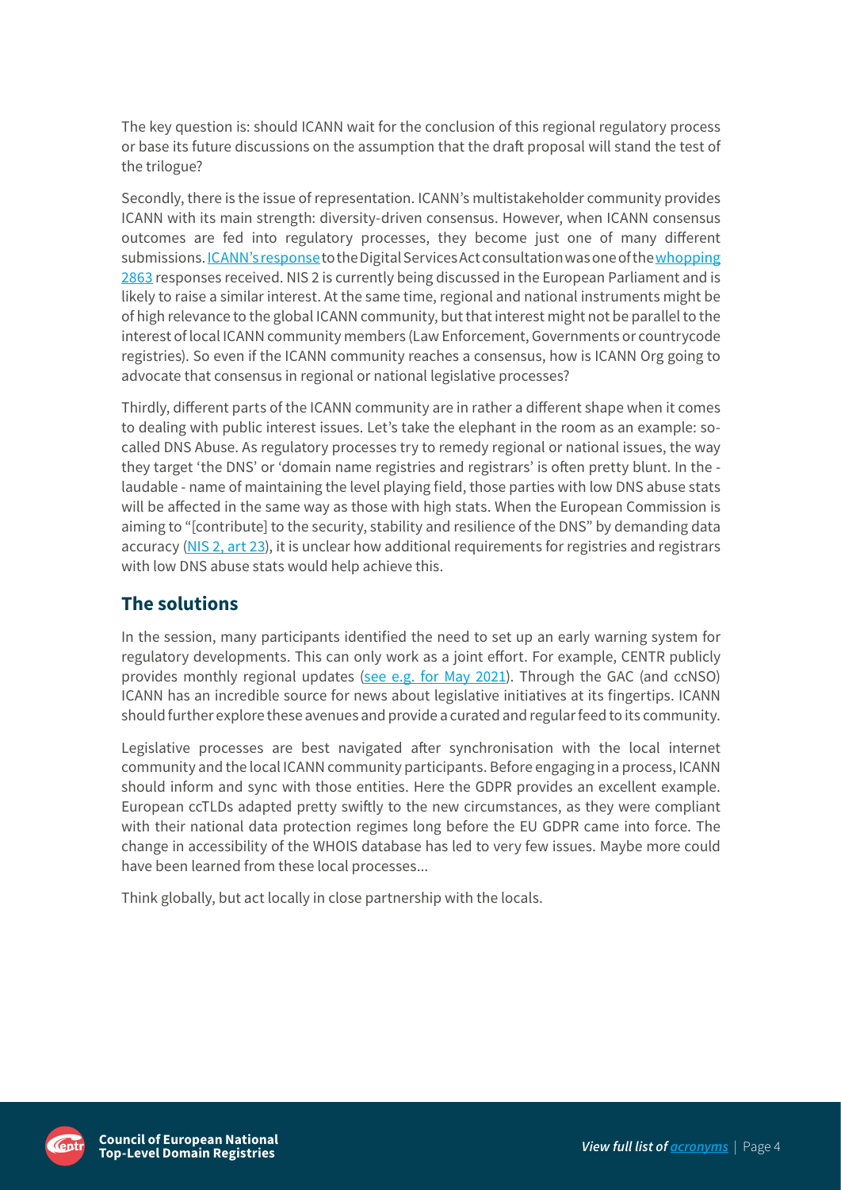The key question is: should ICANN wait for the conclusion of this regional regulatory process or base its future discussions on the assumption that the draft proposal will stand the test of the trilogue?

Secondly, there is the issue of representation. ICANN's multistakeholder community provides ICANN with its main strength: diversity-driven consensus. However, when ICANN consensus outcomes are fed into regulatory processes, they become just one of many different submissions. ICANN's response to the Digital Services Act consultation was one of the whopping 2863 responses received. NIS 2 is currently being discussed in the European Parliament and is likely to raise a similar interest. At the same time, regional and national instruments might be of high relevance to the global ICANN community, but that interest might not be parallel to the interest of local ICANN community members (Law Enforcement, Governments or countrycode registries). So even if the ICANN community reaches a consensus, how is ICANN Org going to advocate that consensus in regional or national legislative processes?

Thirdly, different parts of the ICANN community are in rather a different shape when it comes to dealing with public interest issues. Let's take the elephant in the room as an example: so-called DNS Abuse. As regulatory processes try to remedy regional or national issues, the way they target 'the DNS' or 'domain name registries and registrars' is often pretty blunt. In the - laudable - name of maintaining the level playing field, those parties with low DNS abuse stats will be affected in the same way as those with high stats. When the European Commission is aiming to "[contribute] to the security, stability and resilience of the DNS" by demanding data accuracy (NIS 2, art 23), it is unclear how additional requirements for registries and registrars with low DNS abuse stats would help achieve this.

## The solutions

In the session, many participants identified the need to set up an early warning system for regulatory developments. This can only work as a joint effort. For example, CENTR publicly provides monthly regional updates (see e.g. for May 2021). Through the GAC (and ccNSO) ICANN has an incredible source for news about legislative initiatives at its fingertips. ICANN should further explore these avenues and provide a curated and regular feed to its community.

Legislative processes are best navigated after synchronisation with the local internet community and the local ICANN community participants. Before engaging in a process, ICANN should inform and sync with those entities. Here the GDPR provides an excellent example. European ccTLDs adapted pretty swiftly to the new circumstances, as they were compliant with their national data protection regimes long before the EU GDPR came into force. The change in accessibility of the WHOIS database has led to very few issues. Maybe more could have been learned from these local processes...

Think globally, but act locally in close partnership with the locals.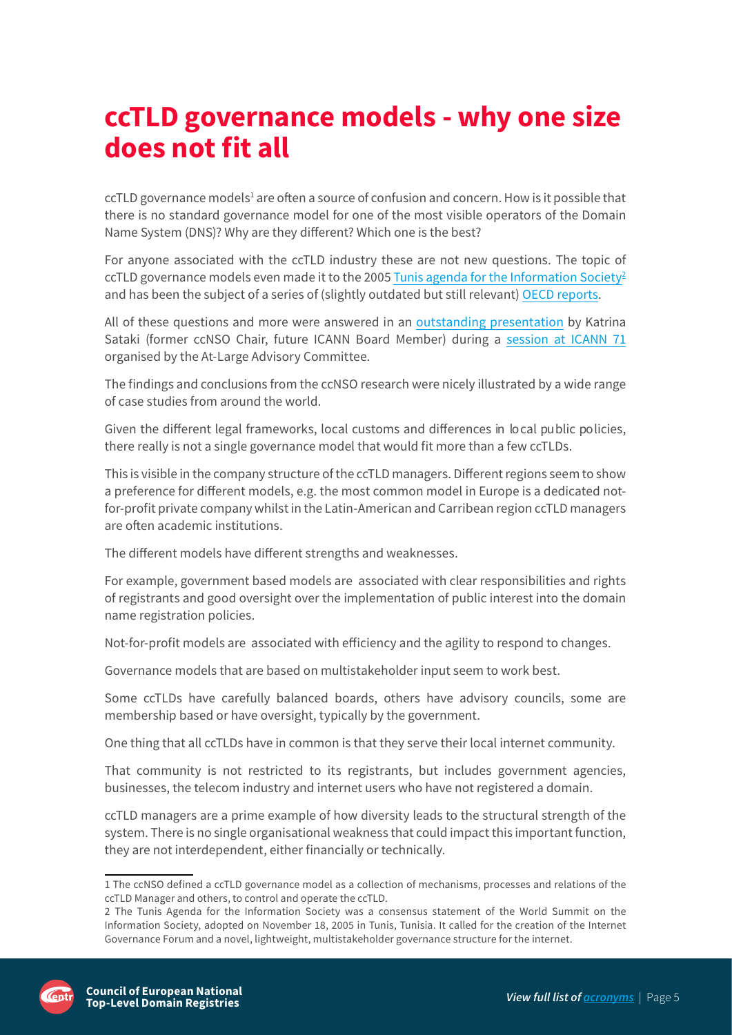# ccTLD governance models - why one size does not fit all

ccTLD governance models[1] are often a source of confusion and concern. How is it possible that there is no standard governance model for one of the most visible operators of the Domain Name System (DNS)? Why are they different? Which one is the best?

For anyone associated with the ccTLD industry these are not new questions. The topic of ccTLD governance models even made it to the 2005 Tunis agenda for the Information Society[2] and has been the subject of a series of (slightly outdated but still relevant) OECD reports.

All of these questions and more were answered in an outstanding presentation by Katrina Sataki (former ccNSO Chair, future ICANN Board Member) during a session at ICANN 71 organised by the At-Large Advisory Committee.

The findings and conclusions from the ccNSO research were nicely illustrated by a wide range of case studies from around the world.

Given the different legal frameworks, local customs and differences in local public policies, there really is not a single governance model that would fit more than a few ccTLDs.

This is visible in the company structure of the ccTLD managers. Different regions seem to show a preference for different models, e.g. the most common model in Europe is a dedicated not-for-profit private company whilst in the Latin-American and Carribean region ccTLD managers are often academic institutions.

The different models have different strengths and weaknesses.

For example, government based models are associated with clear responsibilities and rights of registrants and good oversight over the implementation of public interest into the domain name registration policies.

Not-for-profit models are associated with efficiency and the agility to respond to changes.

Governance models that are based on multistakeholder input seem to work best.

Some ccTLDs have carefully balanced boards, others have advisory councils, some are membership based or have oversight, typically by the government.

One thing that all ccTLDs have in common is that they serve their local internet community.

That community is not restricted to its registrants, but includes government agencies, businesses, the telecom industry and internet users who have not registered a domain.

ccTLD managers are a prime example of how diversity leads to the structural strength of the system. There is no single organisational weakness that could impact this important function, they are not interdependent, either financially or technically.

---

1 The ccNSO defined a ccTLD governance model as a collection of mechanisms, processes and relations of the ccTLD Manager and others, to control and operate the ccTLD.

2 The Tunis Agenda for the Information Society was a consensus statement of the World Summit on the Information Society, adopted on November 18, 2005 in Tunis, Tunisia. It called for the creation of the Internet Governance Forum and a novel, lightweight, multistakeholder governance structure for the internet.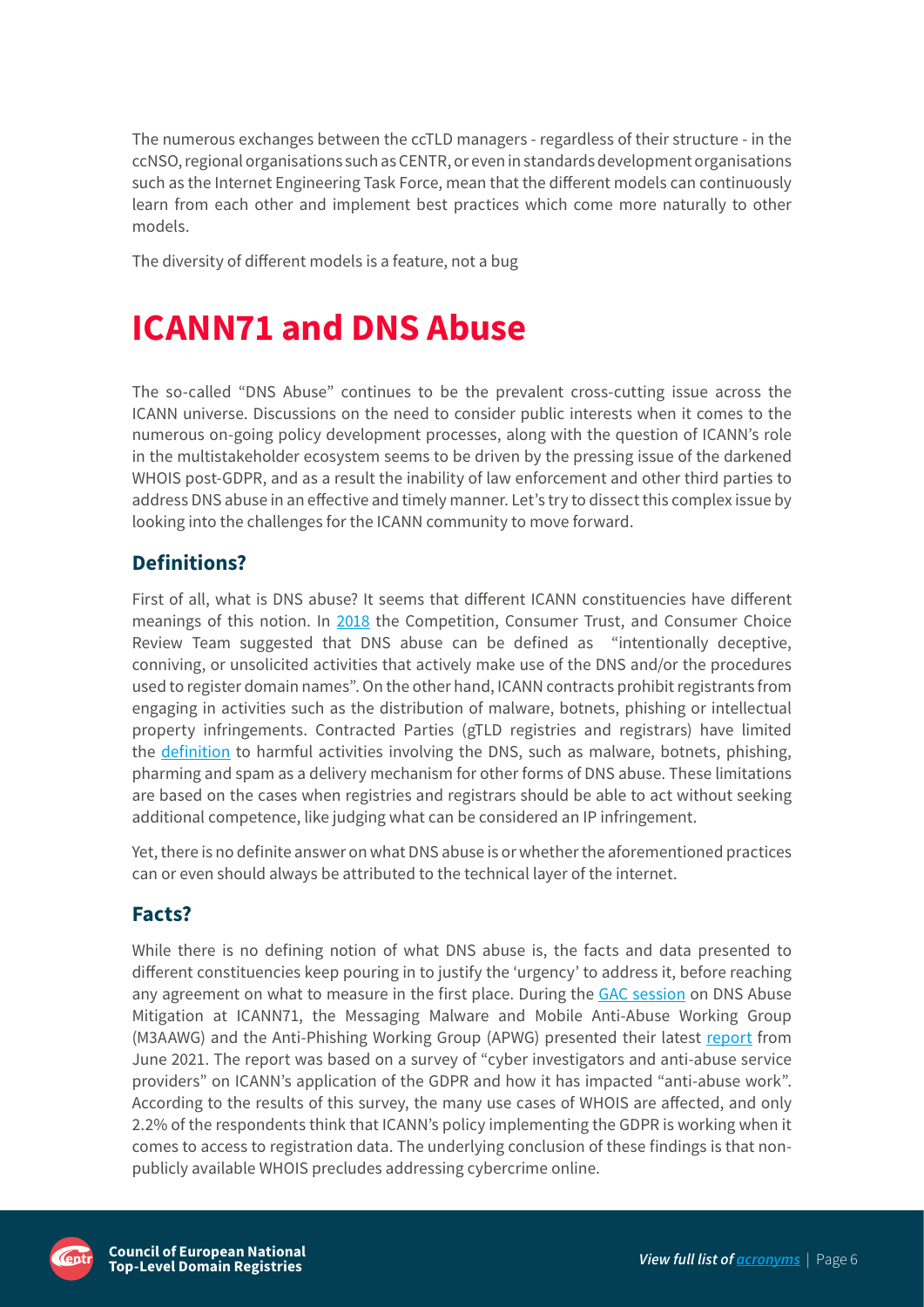The numerous exchanges between the ccTLD managers - regardless of their structure - in the ccNSO, regional organisations such as CENTR, or even in standards development organisations such as the Internet Engineering Task Force, mean that the different models can continuously learn from each other and implement best practices which come more naturally to other models.

The diversity of different models is a feature, not a bug

# ICANN71 and DNS Abuse

The so-called "DNS Abuse" continues to be the prevalent cross-cutting issue across the ICANN universe. Discussions on the need to consider public interests when it comes to the numerous on-going policy development processes, along with the question of ICANN's role in the multistakeholder ecosystem seems to be driven by the pressing issue of the darkened WHOIS post-GDPR, and as a result the inability of law enforcement and other third parties to address DNS abuse in an effective and timely manner. Let's try to dissect this complex issue by looking into the challenges for the ICANN community to move forward.

## Definitions?

First of all, what is DNS abuse? It seems that different ICANN constituencies have different meanings of this notion. In 2018 the Competition, Consumer Trust, and Consumer Choice Review Team suggested that DNS abuse can be defined as "intentionally deceptive, conniving, or unsolicited activities that actively make use of the DNS and/or the procedures used to register domain names". On the other hand, ICANN contracts prohibit registrants from engaging in activities such as the distribution of malware, botnets, phishing or intellectual property infringements. Contracted Parties (gTLD registries and registrars) have limited the definition to harmful activities involving the DNS, such as malware, botnets, phishing, pharming and spam as a delivery mechanism for other forms of DNS abuse. These limitations are based on the cases when registries and registrars should be able to act without seeking additional competence, like judging what can be considered an IP infringement.

Yet, there is no definite answer on what DNS abuse is or whether the aforementioned practices can or even should always be attributed to the technical layer of the internet.

## Facts?

While there is no defining notion of what DNS abuse is, the facts and data presented to different constituencies keep pouring in to justify the 'urgency' to address it, before reaching any agreement on what to measure in the first place. During the GAC session on DNS Abuse Mitigation at ICANN71, the Messaging Malware and Mobile Anti-Abuse Working Group (M3AAWG) and the Anti-Phishing Working Group (APWG) presented their latest report from June 2021. The report was based on a survey of "cyber investigators and anti-abuse service providers" on ICANN's application of the GDPR and how it has impacted "anti-abuse work". According to the results of this survey, the many use cases of WHOIS are affected, and only 2.2% of the respondents think that ICANN's policy implementing the GDPR is working when it comes to access to registration data. The underlying conclusion of these findings is that non-publicly available WHOIS precludes addressing cybercrime online.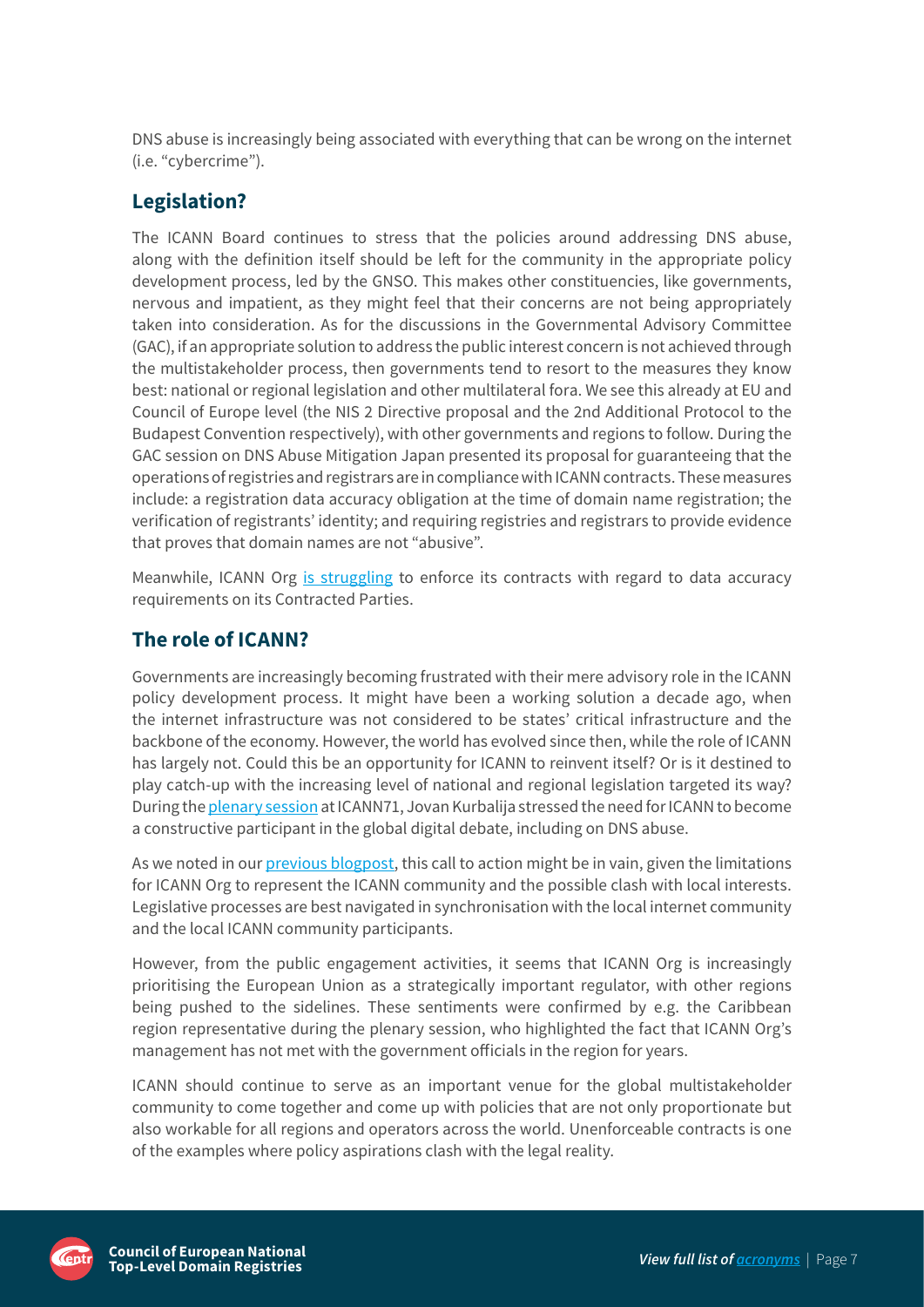DNS abuse is increasingly being associated with everything that can be wrong on the internet (i.e. "cybercrime").

## Legislation?

The ICANN Board continues to stress that the policies around addressing DNS abuse, along with the definition itself should be left for the community in the appropriate policy development process, led by the GNSO. This makes other constituencies, like governments, nervous and impatient, as they might feel that their concerns are not being appropriately taken into consideration. As for the discussions in the Governmental Advisory Committee (GAC), if an appropriate solution to address the public interest concern is not achieved through the multistakeholder process, then governments tend to resort to the measures they know best: national or regional legislation and other multilateral fora. We see this already at EU and Council of Europe level (the NIS 2 Directive proposal and the 2nd Additional Protocol to the Budapest Convention respectively), with other governments and regions to follow. During the GAC session on DNS Abuse Mitigation Japan presented its proposal for guaranteeing that the operations of registries and registrars are in compliance with ICANN contracts. These measures include: a registration data accuracy obligation at the time of domain name registration; the verification of registrants' identity; and requiring registries and registrars to provide evidence that proves that domain names are not "abusive".

Meanwhile, ICANN Org [is struggling] to enforce its contracts with regard to data accuracy requirements on its Contracted Parties.

## The role of ICANN?

Governments are increasingly becoming frustrated with their mere advisory role in the ICANN policy development process. It might have been a working solution a decade ago, when the internet infrastructure was not considered to be states' critical infrastructure and the backbone of the economy. However, the world has evolved since then, while the role of ICANN has largely not. Could this be an opportunity for ICANN to reinvent itself? Or is it destined to play catch-up with the increasing level of national and regional legislation targeted its way? During the [plenary session] at ICANN71, Jovan Kurbalija stressed the need for ICANN to become a constructive participant in the global digital debate, including on DNS abuse.

As we noted in our [previous blogpost], this call to action might be in vain, given the limitations for ICANN Org to represent the ICANN community and the possible clash with local interests. Legislative processes are best navigated in synchronisation with the local internet community and the local ICANN community participants.

However, from the public engagement activities, it seems that ICANN Org is increasingly prioritising the European Union as a strategically important regulator, with other regions being pushed to the sidelines. These sentiments were confirmed by e.g. the Caribbean region representative during the plenary session, who highlighted the fact that ICANN Org's management has not met with the government officials in the region for years.

ICANN should continue to serve as an important venue for the global multistakeholder community to come together and come up with policies that are not only proportionate but also workable for all regions and operators across the world. Unenforceable contracts is one of the examples where policy aspirations clash with the legal reality.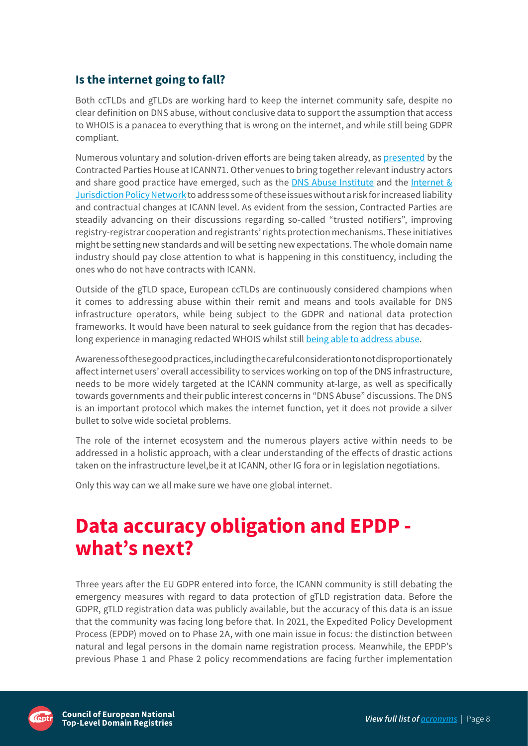### Is the internet going to fall?

Both ccTLDs and gTLDs are working hard to keep the internet community safe, despite no clear definition on DNS abuse, without conclusive data to support the assumption that access to WHOIS is a panacea to everything that is wrong on the internet, and while still being GDPR compliant.

Numerous voluntary and solution-driven efforts are being taken already, as presented by the Contracted Parties House at ICANN71. Other venues to bring together relevant industry actors and share good practice have emerged, such as the DNS Abuse Institute and the Internet & Jurisdiction Policy Network to address some of these issues without a risk for increased liability and contractual changes at ICANN level. As evident from the session, Contracted Parties are steadily advancing on their discussions regarding so-called "trusted notifiers", improving registry-registrar cooperation and registrants' rights protection mechanisms. These initiatives might be setting new standards and will be setting new expectations. The whole domain name industry should pay close attention to what is happening in this constituency, including the ones who do not have contracts with ICANN.

Outside of the gTLD space, European ccTLDs are continuously considered champions when it comes to addressing abuse within their remit and means and tools available for DNS infrastructure operators, while being subject to the GDPR and national data protection frameworks. It would have been natural to seek guidance from the region that has decades-long experience in managing redacted WHOIS whilst still being able to address abuse.

Awareness of these good practices, including the careful consideration to not disproportionately affect internet users' overall accessibility to services working on top of the DNS infrastructure, needs to be more widely targeted at the ICANN community at-large, as well as specifically towards governments and their public interest concerns in "DNS Abuse" discussions. The DNS is an important protocol which makes the internet function, yet it does not provide a silver bullet to solve wide societal problems.

The role of the internet ecosystem and the numerous players active within needs to be addressed in a holistic approach, with a clear understanding of the effects of drastic actions taken on the infrastructure level,be it at ICANN, other IG fora or in legislation negotiations.

Only this way can we all make sure we have one global internet.

# Data accuracy obligation and EPDP - what's next?

Three years after the EU GDPR entered into force, the ICANN community is still debating the emergency measures with regard to data protection of gTLD registration data. Before the GDPR, gTLD registration data was publicly available, but the accuracy of this data is an issue that the community was facing long before that. In 2021, the Expedited Policy Development Process (EPDP) moved on to Phase 2A, with one main issue in focus: the distinction between natural and legal persons in the domain name registration process. Meanwhile, the EPDP's previous Phase 1 and Phase 2 policy recommendations are facing further implementation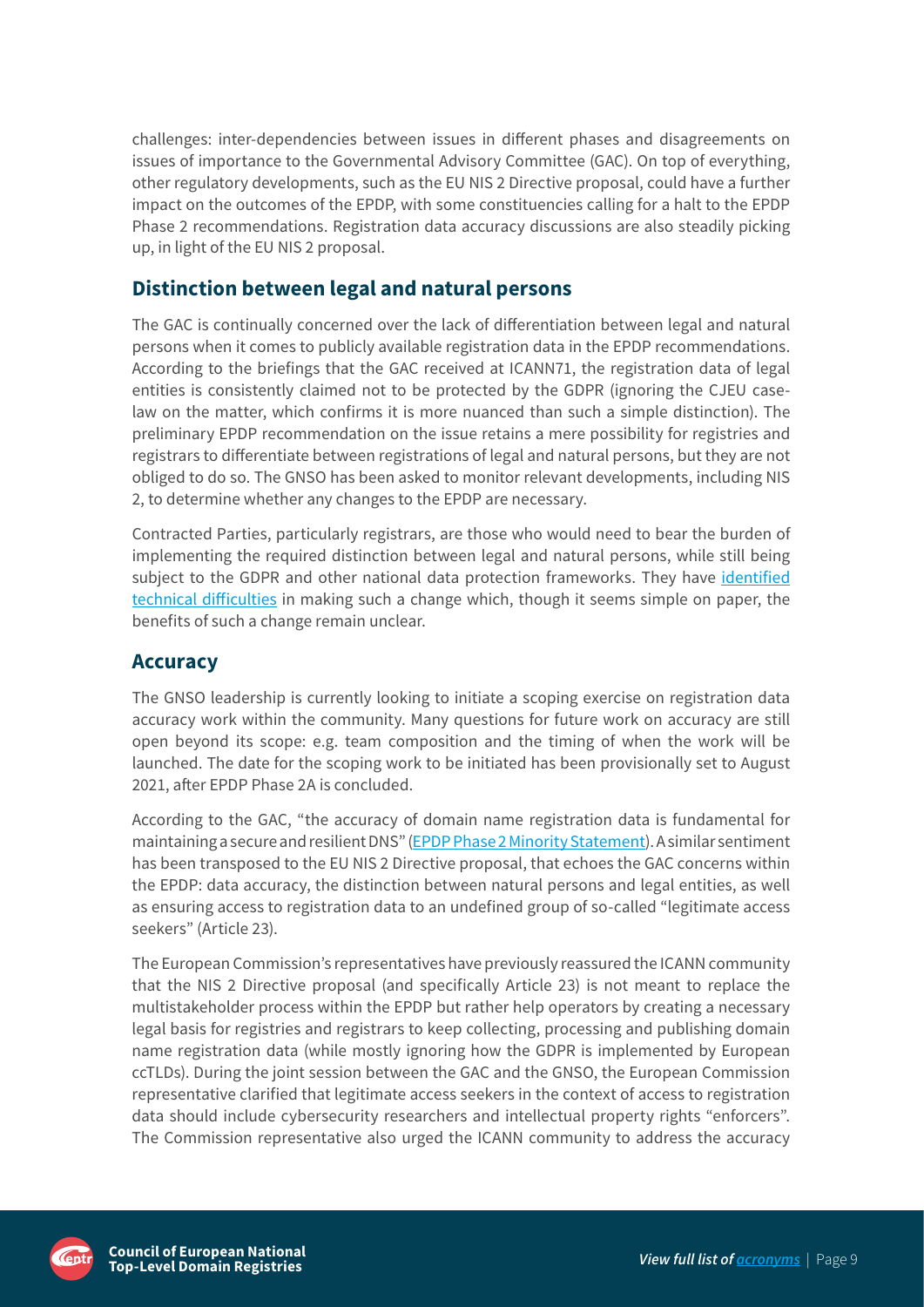challenges: inter-dependencies between issues in different phases and disagreements on issues of importance to the Governmental Advisory Committee (GAC). On top of everything, other regulatory developments, such as the EU NIS 2 Directive proposal, could have a further impact on the outcomes of the EPDP, with some constituencies calling for a halt to the EPDP Phase 2 recommendations. Registration data accuracy discussions are also steadily picking up, in light of the EU NIS 2 proposal.

## Distinction between legal and natural persons

The GAC is continually concerned over the lack of differentiation between legal and natural persons when it comes to publicly available registration data in the EPDP recommendations. According to the briefings that the GAC received at ICANN71, the registration data of legal entities is consistently claimed not to be protected by the GDPR (ignoring the CJEU case-law on the matter, which confirms it is more nuanced than such a simple distinction). The preliminary EPDP recommendation on the issue retains a mere possibility for registries and registrars to differentiate between registrations of legal and natural persons, but they are not obliged to do so. The GNSO has been asked to monitor relevant developments, including NIS 2, to determine whether any changes to the EPDP are necessary.

Contracted Parties, particularly registrars, are those who would need to bear the burden of implementing the required distinction between legal and natural persons, while still being subject to the GDPR and other national data protection frameworks. They have identified technical difficulties in making such a change which, though it seems simple on paper, the benefits of such a change remain unclear.

## Accuracy

The GNSO leadership is currently looking to initiate a scoping exercise on registration data accuracy work within the community. Many questions for future work on accuracy are still open beyond its scope: e.g. team composition and the timing of when the work will be launched. The date for the scoping work to be initiated has been provisionally set to August 2021, after EPDP Phase 2A is concluded.

According to the GAC, "the accuracy of domain name registration data is fundamental for maintaining a secure and resilient DNS" (EPDP Phase 2 Minority Statement). A similar sentiment has been transposed to the EU NIS 2 Directive proposal, that echoes the GAC concerns within the EPDP: data accuracy, the distinction between natural persons and legal entities, as well as ensuring access to registration data to an undefined group of so-called "legitimate access seekers" (Article 23).

The European Commission's representatives have previously reassured the ICANN community that the NIS 2 Directive proposal (and specifically Article 23) is not meant to replace the multistakeholder process within the EPDP but rather help operators by creating a necessary legal basis for registries and registrars to keep collecting, processing and publishing domain name registration data (while mostly ignoring how the GDPR is implemented by European ccTLDs). During the joint session between the GAC and the GNSO, the European Commission representative clarified that legitimate access seekers in the context of access to registration data should include cybersecurity researchers and intellectual property rights "enforcers". The Commission representative also urged the ICANN community to address the accuracy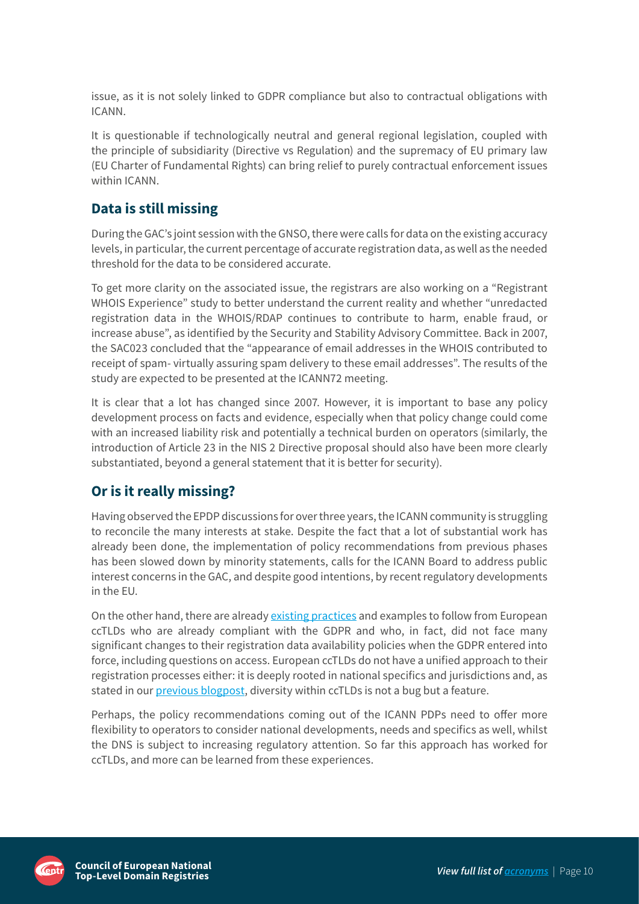issue, as it is not solely linked to GDPR compliance but also to contractual obligations with ICANN.

It is questionable if technologically neutral and general regional legislation, coupled with the principle of subsidiarity (Directive vs Regulation) and the supremacy of EU primary law (EU Charter of Fundamental Rights) can bring relief to purely contractual enforcement issues within ICANN.

## Data is still missing

During the GAC's joint session with the GNSO, there were calls for data on the existing accuracy levels, in particular, the current percentage of accurate registration data, as well as the needed threshold for the data to be considered accurate.

To get more clarity on the associated issue, the registrars are also working on a "Registrant WHOIS Experience" study to better understand the current reality and whether "unredacted registration data in the WHOIS/RDAP continues to contribute to harm, enable fraud, or increase abuse", as identified by the Security and Stability Advisory Committee. Back in 2007, the SAC023 concluded that the "appearance of email addresses in the WHOIS contributed to receipt of spam- virtually assuring spam delivery to these email addresses". The results of the study are expected to be presented at the ICANN72 meeting.

It is clear that a lot has changed since 2007. However, it is important to base any policy development process on facts and evidence, especially when that policy change could come with an increased liability risk and potentially a technical burden on operators (similarly, the introduction of Article 23 in the NIS 2 Directive proposal should also have been more clearly substantiated, beyond a general statement that it is better for security).

## Or is it really missing?

Having observed the EPDP discussions for over three years, the ICANN community is struggling to reconcile the many interests at stake. Despite the fact that a lot of substantial work has already been done, the implementation of policy recommendations from previous phases has been slowed down by minority statements, calls for the ICANN Board to address public interest concerns in the GAC, and despite good intentions, by recent regulatory developments in the EU.

On the other hand, there are already existing practices and examples to follow from European ccTLDs who are already compliant with the GDPR and who, in fact, did not face many significant changes to their registration data availability policies when the GDPR entered into force, including questions on access. European ccTLDs do not have a unified approach to their registration processes either: it is deeply rooted in national specifics and jurisdictions and, as stated in our previous blogpost, diversity within ccTLDs is not a bug but a feature.

Perhaps, the policy recommendations coming out of the ICANN PDPs need to offer more flexibility to operators to consider national developments, needs and specifics as well, whilst the DNS is subject to increasing regulatory attention. So far this approach has worked for ccTLDs, and more can be learned from these experiences.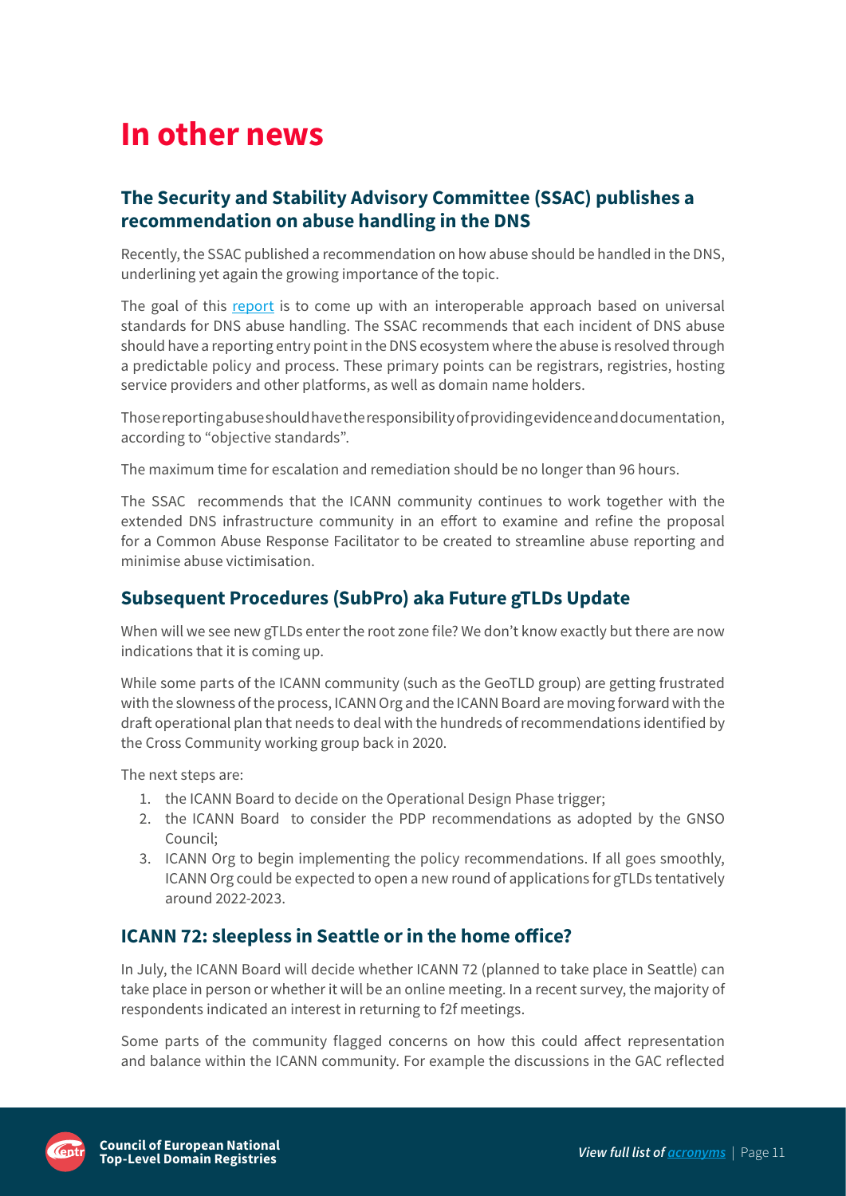# In other news

## The Security and Stability Advisory Committee (SSAC) publishes a recommendation on abuse handling in the DNS

Recently, the SSAC published a recommendation on how abuse should be handled in the DNS, underlining yet again the growing importance of the topic.

The goal of this [report](report) is to come up with an interoperable approach based on universal standards for DNS abuse handling. The SSAC recommends that each incident of DNS abuse should have a reporting entry point in the DNS ecosystem where the abuse is resolved through a predictable policy and process. These primary points can be registrars, registries, hosting service providers and other platforms, as well as domain name holders.

Those reporting abuse should have the responsibility of providing evidence and documentation, according to "objective standards".

The maximum time for escalation and remediation should be no longer than 96 hours.

The SSAC recommends that the ICANN community continues to work together with the extended DNS infrastructure community in an effort to examine and refine the proposal for a Common Abuse Response Facilitator to be created to streamline abuse reporting and minimise abuse victimisation.

## Subsequent Procedures (SubPro) aka Future gTLDs Update

When will we see new gTLDs enter the root zone file? We don't know exactly but there are now indications that it is coming up.

While some parts of the ICANN community (such as the GeoTLD group) are getting frustrated with the slowness of the process, ICANN Org and the ICANN Board are moving forward with the draft operational plan that needs to deal with the hundreds of recommendations identified by the Cross Community working group back in 2020.

The next steps are:

1. the ICANN Board to decide on the Operational Design Phase trigger;
2. the ICANN Board to consider the PDP recommendations as adopted by the GNSO Council;
3. ICANN Org to begin implementing the policy recommendations. If all goes smoothly, ICANN Org could be expected to open a new round of applications for gTLDs tentatively around 2022-2023.

## ICANN 72: sleepless in Seattle or in the home office?

In July, the ICANN Board will decide whether ICANN 72 (planned to take place in Seattle) can take place in person or whether it will be an online meeting. In a recent survey, the majority of respondents indicated an interest in returning to f2f meetings.

Some parts of the community flagged concerns on how this could affect representation and balance within the ICANN community. For example the discussions in the GAC reflected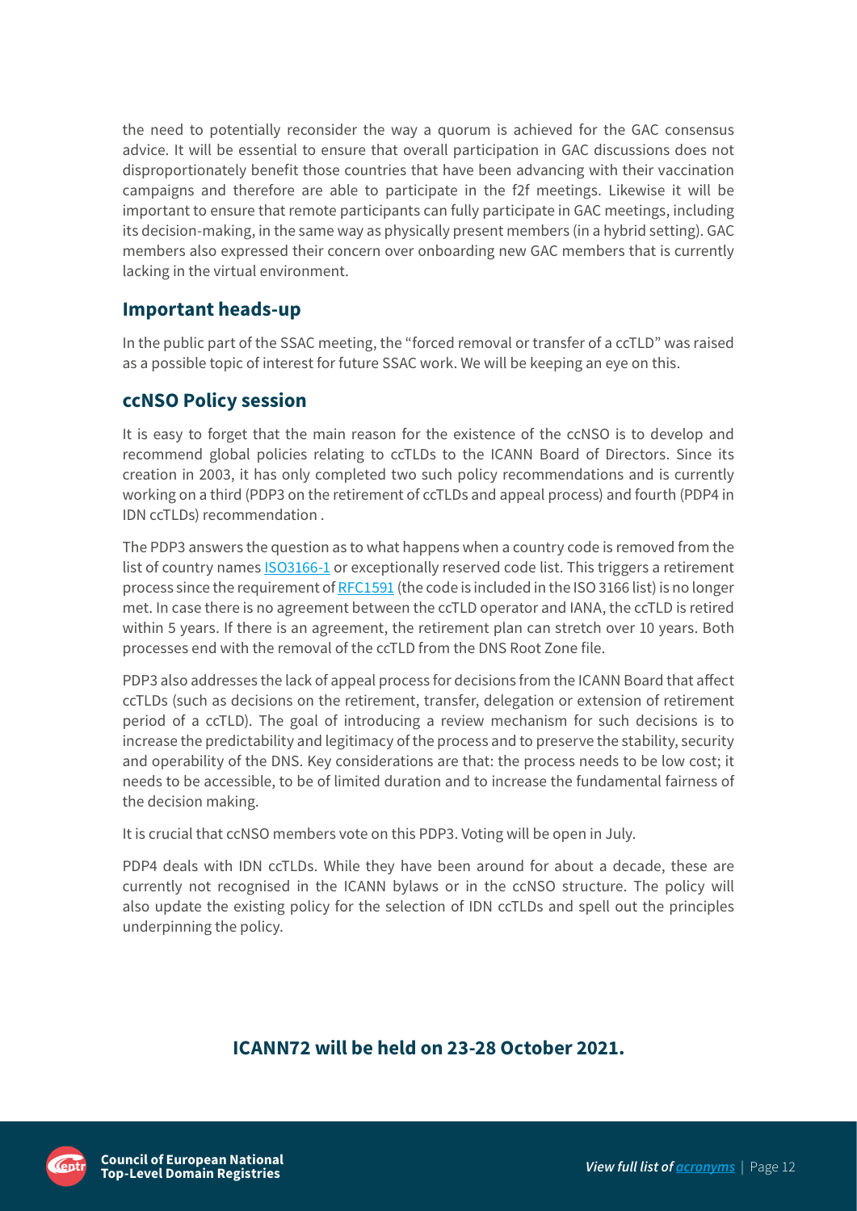the need to potentially reconsider the way a quorum is achieved for the GAC consensus advice. It will be essential to ensure that overall participation in GAC discussions does not disproportionately benefit those countries that have been advancing with their vaccination campaigns and therefore are able to participate in the f2f meetings. Likewise it will be important to ensure that remote participants can fully participate in GAC meetings, including its decision-making, in the same way as physically present members (in a hybrid setting). GAC members also expressed their concern over onboarding new GAC members that is currently lacking in the virtual environment.

## Important heads-up

In the public part of the SSAC meeting, the "forced removal or transfer of a ccTLD" was raised as a possible topic of interest for future SSAC work. We will be keeping an eye on this.

## ccNSO Policy session

It is easy to forget that the main reason for the existence of the ccNSO is to develop and recommend global policies relating to ccTLDs to the ICANN Board of Directors. Since its creation in 2003, it has only completed two such policy recommendations and is currently working on a third (PDP3 on the retirement of ccTLDs and appeal process) and fourth (PDP4 in IDN ccTLDs) recommendation .

The PDP3 answers the question as to what happens when a country code is removed from the list of country names ISO3166-1 or exceptionally reserved code list. This triggers a retirement process since the requirement of RFC1591 (the code is included in the ISO 3166 list) is no longer met. In case there is no agreement between the ccTLD operator and IANA, the ccTLD is retired within 5 years. If there is an agreement, the retirement plan can stretch over 10 years. Both processes end with the removal of the ccTLD from the DNS Root Zone file.

PDP3 also addresses the lack of appeal process for decisions from the ICANN Board that affect ccTLDs (such as decisions on the retirement, transfer, delegation or extension of retirement period of a ccTLD). The goal of introducing a review mechanism for such decisions is to increase the predictability and legitimacy of the process and to preserve the stability, security and operability of the DNS. Key considerations are that: the process needs to be low cost; it needs to be accessible, to be of limited duration and to increase the fundamental fairness of the decision making.

It is crucial that ccNSO members vote on this PDP3. Voting will be open in July.

PDP4 deals with IDN ccTLDs. While they have been around for about a decade, these are currently not recognised in the ICANN bylaws or in the ccNSO structure. The policy will also update the existing policy for the selection of IDN ccTLDs and spell out the principles underpinning the policy.

**ICANN72 will be held on 23-28 October 2021.**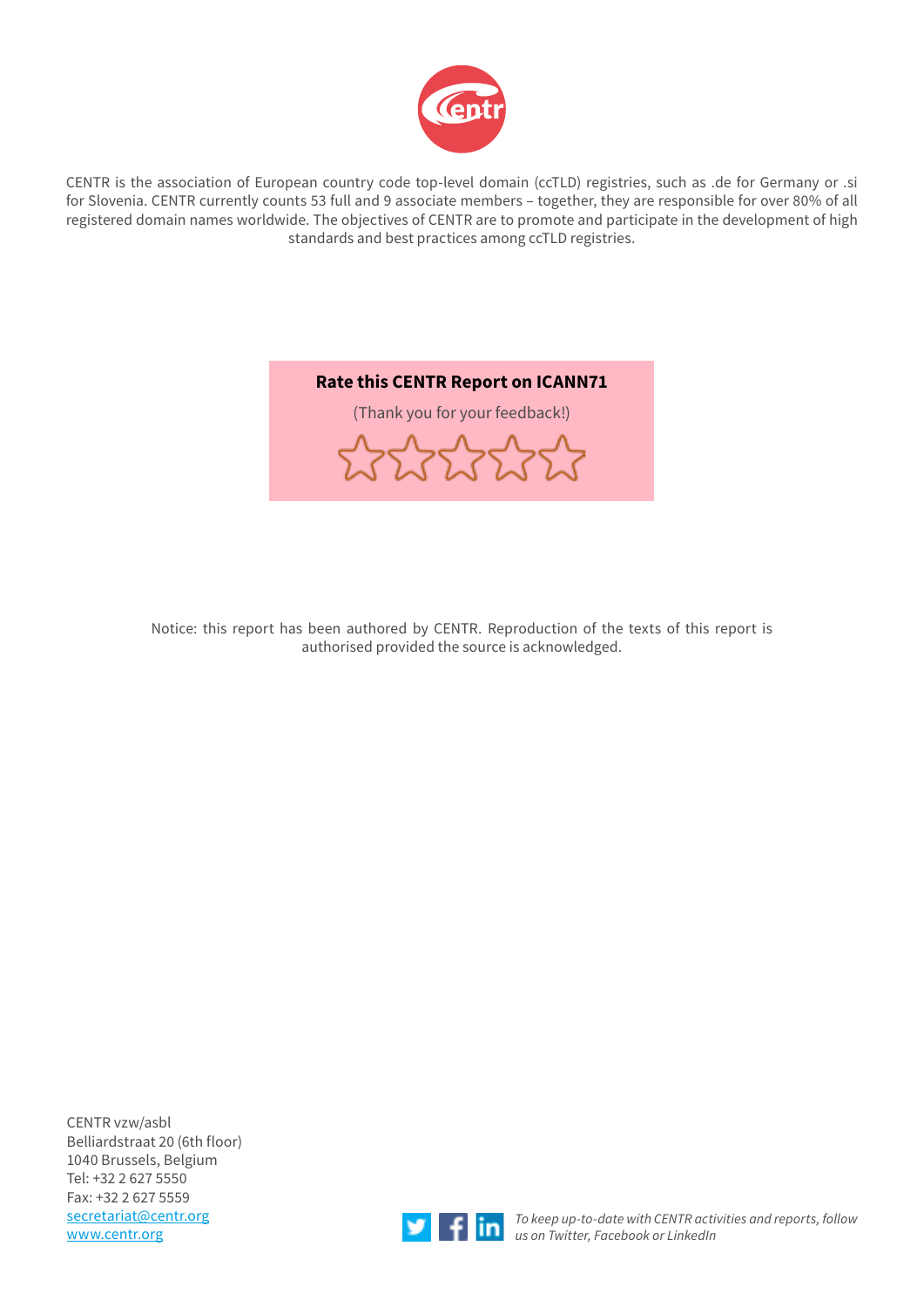CENTR is the association of European country code top-level domain (ccTLD) registries, such as .de for Germany or .si for Slovenia. CENTR currently counts 53 full and 9 associate members – together, they are responsible for over 80% of all registered domain names worldwide. The objectives of CENTR are to promote and participate in the development of high standards and best practices among ccTLD registries.

**Rate this CENTR Report on ICANN71**

(Thank you for your feedback!)

Notice: this report has been authored by CENTR. Reproduction of the texts of this report is authorised provided the source is acknowledged.

CENTR vzw/asbl
Belliardstraat 20 (6th floor)
1040 Brussels, Belgium
Tel: +32 2 627 5550
Fax: +32 2 627 5559
secretariat@centr.org
www.centr.org

*To keep up-to-date with CENTR activities and reports, follow us on Twitter, Facebook or LinkedIn*